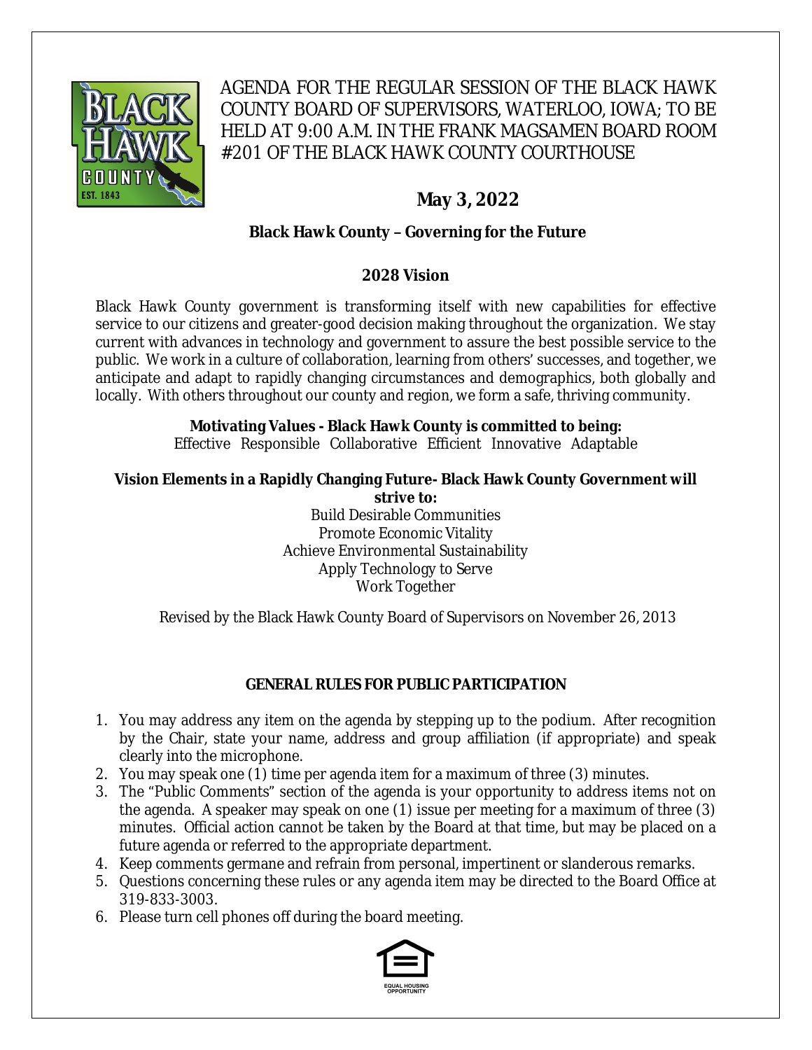AGENDA FOR THE REGULAR SESSION OF THE BLACK HAWK COUNTY BOARD OF SUPERVISORS, WATERLOO, IOWA; TO BE HELD AT 9:00 A.M. IN THE FRANK MAGSAMEN BOARD ROOM #201 OF THE BLACK HAWK COUNTY COURTHOUSE

# May 3, 2022

## Black Hawk County – Governing for the Future

## 2028 Vision

Black Hawk County government is transforming itself with new capabilities for effective service to our citizens and greater-good decision making throughout the organization. We stay current with advances in technology and government to assure the best possible service to the public. We work in a culture of collaboration, learning from others' successes, and together, we anticipate and adapt to rapidly changing circumstances and demographics, both globally and locally. With others throughout our county and region, we form a safe, thriving community.

**Motivating Values - Black Hawk County is committed to being:**
Effective Responsible Collaborative Efficient Innovative Adaptable

**Vision Elements in a Rapidly Changing Future- Black Hawk County Government will strive to:**

Build Desirable Communities
Promote Economic Vitality
Achieve Environmental Sustainability
Apply Technology to Serve
Work Together

Revised by the Black Hawk County Board of Supervisors on November 26, 2013

## GENERAL RULES FOR PUBLIC PARTICIPATION

1. You may address any item on the agenda by stepping up to the podium. After recognition by the Chair, state your name, address and group affiliation (if appropriate) and speak clearly into the microphone.
2. You may speak one (1) time per agenda item for a maximum of three (3) minutes.
3. The "Public Comments" section of the agenda is your opportunity to address items not on the agenda. A speaker may speak on one (1) issue per meeting for a maximum of three (3) minutes. Official action cannot be taken by the Board at that time, but may be placed on a future agenda or referred to the appropriate department.
4. Keep comments germane and refrain from personal, impertinent or slanderous remarks.
5. Questions concerning these rules or any agenda item may be directed to the Board Office at 319-833-3003.
6. Please turn cell phones off during the board meeting.

EQUAL HOUSING OPPORTUNITY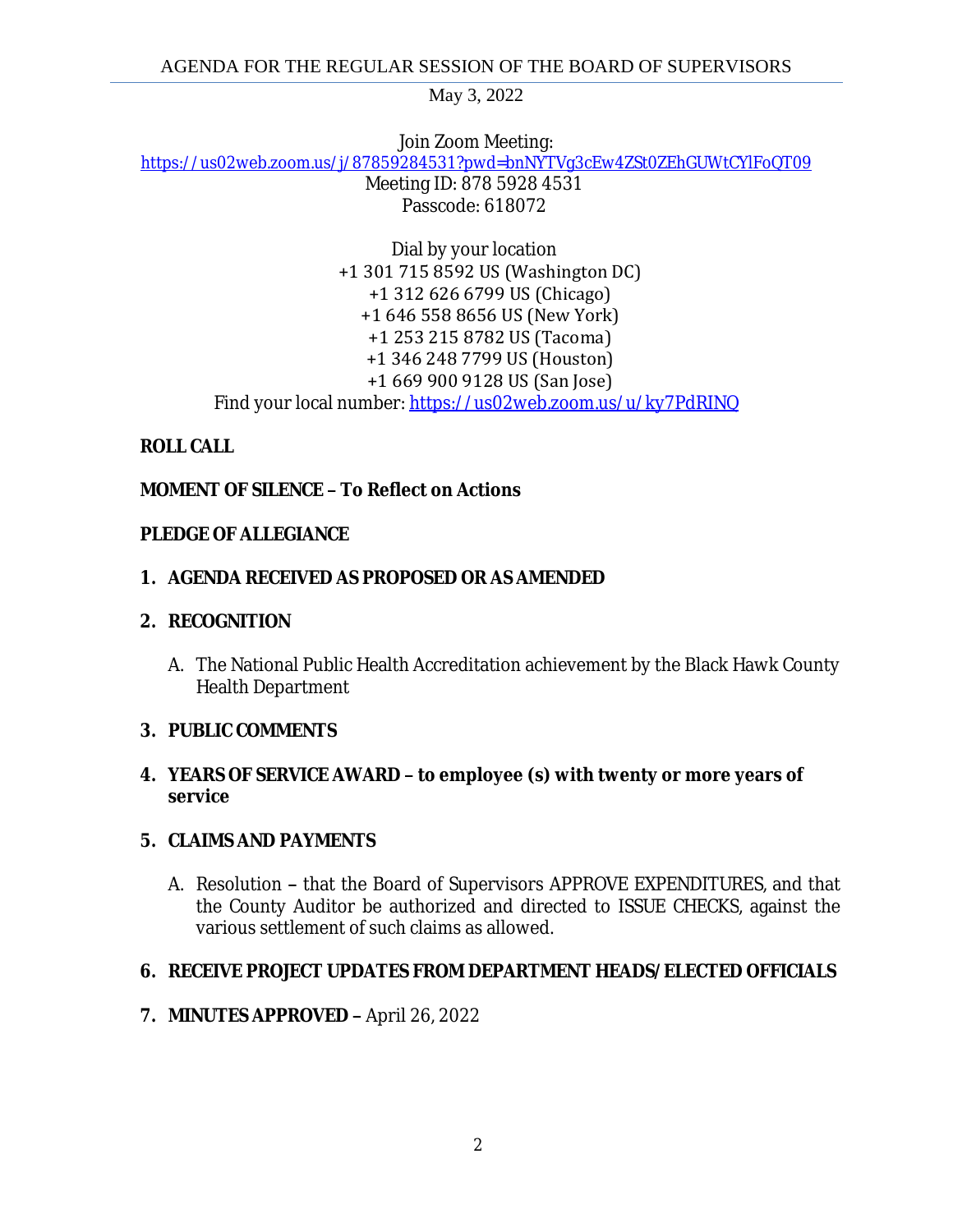May 3, 2022

Join Zoom Meeting:
[https://us02web.zoom.us/j/87859284531?pwd=bnNYTVg3cEw4ZSt0ZEhGUWtCYlFoQT09](https://us02web.zoom.us/j/87859284531?pwd=bnNYTVg3cEw4ZSt0ZEhGUWtCYlFoQT09)
Meeting ID: 878 5928 4531
Passcode: 618072

Dial by your location
+1 301 715 8592 US (Washington DC)
+1 312 626 6799 US (Chicago)
+1 646 558 8656 US (New York)
+1 253 215 8782 US (Tacoma)
+1 346 248 7799 US (Houston)
+1 669 900 9128 US (San Jose)
Find your local number: [https://us02web.zoom.us/u/ky7PdRINQ](https://us02web.zoom.us/u/ky7PdRINQ)

**ROLL CALL**

**MOMENT OF SILENCE – To Reflect on Actions**

**PLEDGE OF ALLEGIANCE**

**1. AGENDA RECEIVED AS PROPOSED OR AS AMENDED**

**2. RECOGNITION**

A. The National Public Health Accreditation achievement by the Black Hawk County Health Department

**3. PUBLIC COMMENTS**

**4. YEARS OF SERVICE AWARD – to employee (s) with twenty or more years of service**

**5. CLAIMS AND PAYMENTS**

A. Resolution – that the Board of Supervisors APPROVE EXPENDITURES, and that the County Auditor be authorized and directed to ISSUE CHECKS, against the various settlement of such claims as allowed.

**6. RECEIVE PROJECT UPDATES FROM DEPARTMENT HEADS/ELECTED OFFICIALS**

**7. MINUTES APPROVED –** April 26, 2022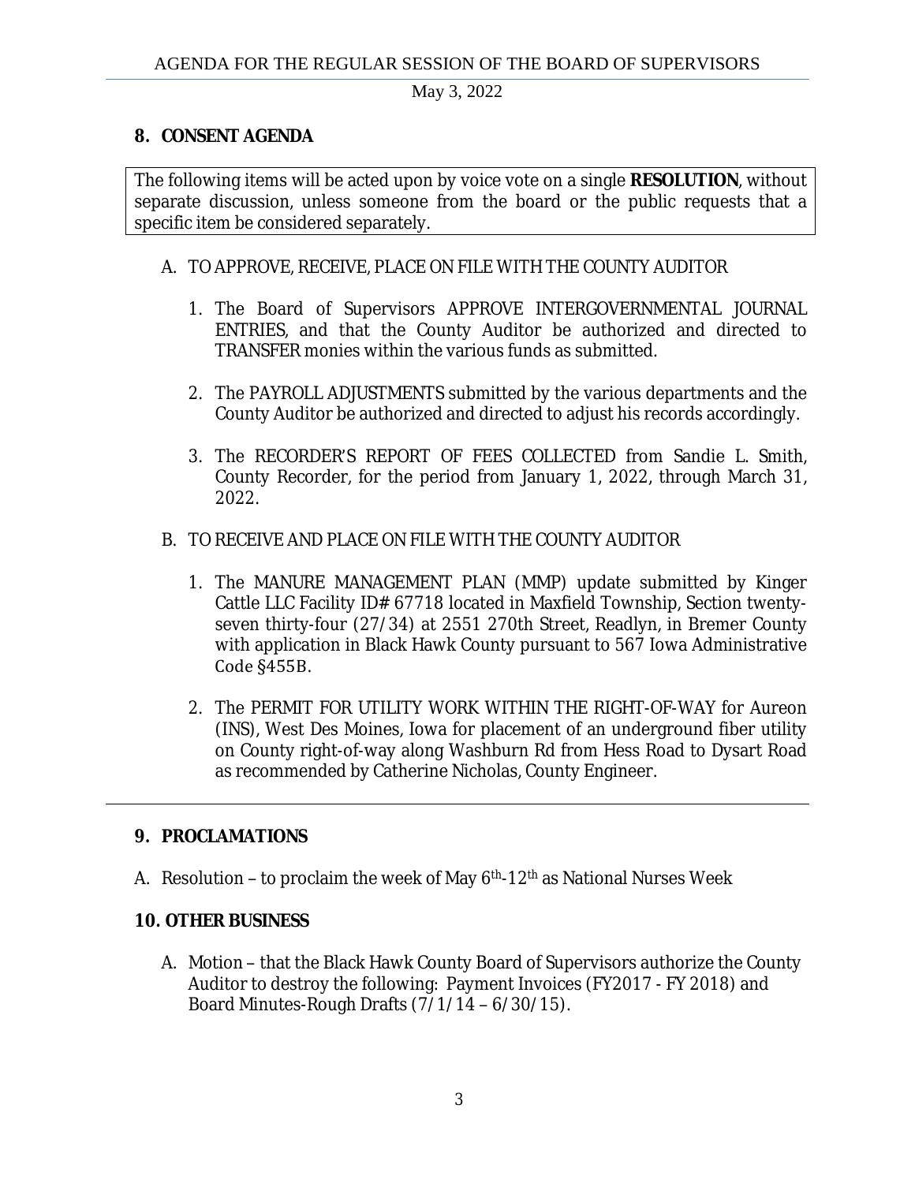## 8. CONSENT AGENDA

The following items will be acted upon by voice vote on a single **RESOLUTION**, without separate discussion, unless someone from the board or the public requests that a specific item be considered separately.

A. TO APPROVE, RECEIVE, PLACE ON FILE WITH THE COUNTY AUDITOR

1. The Board of Supervisors APPROVE INTERGOVERNMENTAL JOURNAL ENTRIES, and that the County Auditor be authorized and directed to TRANSFER monies within the various funds as submitted.

2. The PAYROLL ADJUSTMENTS submitted by the various departments and the County Auditor be authorized and directed to adjust his records accordingly.

3. The RECORDER'S REPORT OF FEES COLLECTED from Sandie L. Smith, County Recorder, for the period from January 1, 2022, through March 31, 2022.

B. TO RECEIVE AND PLACE ON FILE WITH THE COUNTY AUDITOR

1. The MANURE MANAGEMENT PLAN (MMP) update submitted by Kinger Cattle LLC Facility ID# 67718 located in Maxfield Township, Section twenty-seven thirty-four (27/34) at 2551 270th Street, Readlyn, in Bremer County with application in Black Hawk County pursuant to 567 Iowa Administrative Code §455B.

2. The PERMIT FOR UTILITY WORK WITHIN THE RIGHT-OF-WAY for Aureon (INS), West Des Moines, Iowa for placement of an underground fiber utility on County right-of-way along Washburn Rd from Hess Road to Dysart Road as recommended by Catherine Nicholas, County Engineer.

---

## 9. PROCLAMATIONS

A. Resolution – to proclaim the week of May 6th-12th as National Nurses Week

## 10. OTHER BUSINESS

A. Motion – that the Black Hawk County Board of Supervisors authorize the County Auditor to destroy the following: Payment Invoices (FY2017 - FY 2018) and Board Minutes-Rough Drafts (7/1/14 – 6/30/15).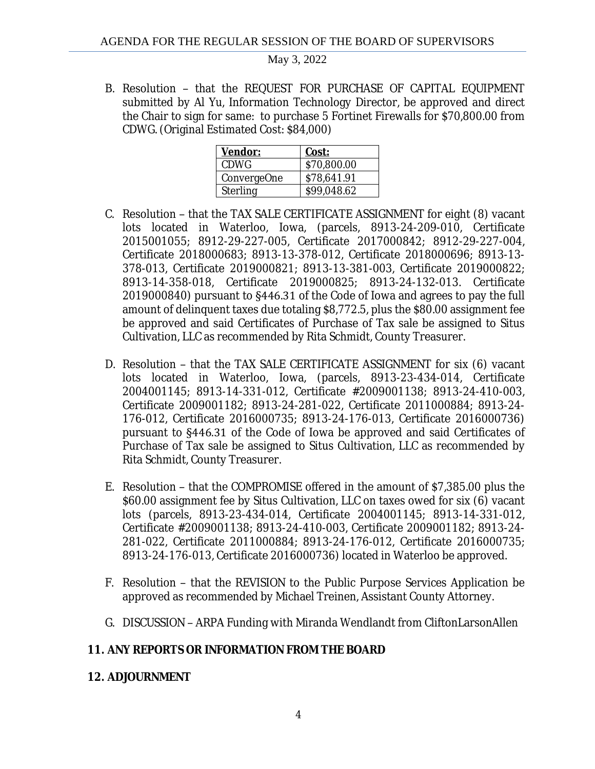B. Resolution – that the REQUEST FOR PURCHASE OF CAPITAL EQUIPMENT submitted by Al Yu, Information Technology Director, be approved and direct the Chair to sign for same: to purchase 5 Fortinet Firewalls for $70,800.00 from CDWG. (Original Estimated Cost: $84,000)

| **Vendor:** | **Cost:** |
|---|---|
| CDWG | $70,800.00 |
| ConvergeOne | $78,641.91 |
| Sterling | $99,048.62 |

C. Resolution – that the TAX SALE CERTIFICATE ASSIGNMENT for eight (8) vacant lots located in Waterloo, Iowa, (parcels, 8913-24-209-010, Certificate 2015001055; 8912-29-227-005, Certificate 2017000842; 8912-29-227-004, Certificate 2018000683; 8913-13-378-012, Certificate 2018000696; 8913-13-378-013, Certificate 2019000821; 8913-13-381-003, Certificate 2019000822; 8913-14-358-018, Certificate 2019000825; 8913-24-132-013. Certificate 2019000840) pursuant to §446.31 of the Code of Iowa and agrees to pay the full amount of delinquent taxes due totaling $8,772.5, plus the $80.00 assignment fee be approved and said Certificates of Purchase of Tax sale be assigned to Situs Cultivation, LLC as recommended by Rita Schmidt, County Treasurer.

D. Resolution – that the TAX SALE CERTIFICATE ASSIGNMENT for six (6) vacant lots located in Waterloo, Iowa, (parcels, 8913-23-434-014, Certificate 2004001145; 8913-14-331-012, Certificate #2009001138; 8913-24-410-003, Certificate 2009001182; 8913-24-281-022, Certificate 2011000884; 8913-24-176-012, Certificate 2016000735; 8913-24-176-013, Certificate 2016000736) pursuant to §446.31 of the Code of Iowa be approved and said Certificates of Purchase of Tax sale be assigned to Situs Cultivation, LLC as recommended by Rita Schmidt, County Treasurer.

E. Resolution – that the COMPROMISE offered in the amount of $7,385.00 plus the $60.00 assignment fee by Situs Cultivation, LLC on taxes owed for six (6) vacant lots (parcels, 8913-23-434-014, Certificate 2004001145; 8913-14-331-012, Certificate #2009001138; 8913-24-410-003, Certificate 2009001182; 8913-24-281-022, Certificate 2011000884; 8913-24-176-012, Certificate 2016000735; 8913-24-176-013, Certificate 2016000736) located in Waterloo be approved.

F. Resolution – that the REVISION to the Public Purpose Services Application be approved as recommended by Michael Treinen, Assistant County Attorney.

G. DISCUSSION – ARPA Funding with Miranda Wendlandt from CliftonLarsonAllen

**11. ANY REPORTS OR INFORMATION FROM THE BOARD**

**12. ADJOURNMENT**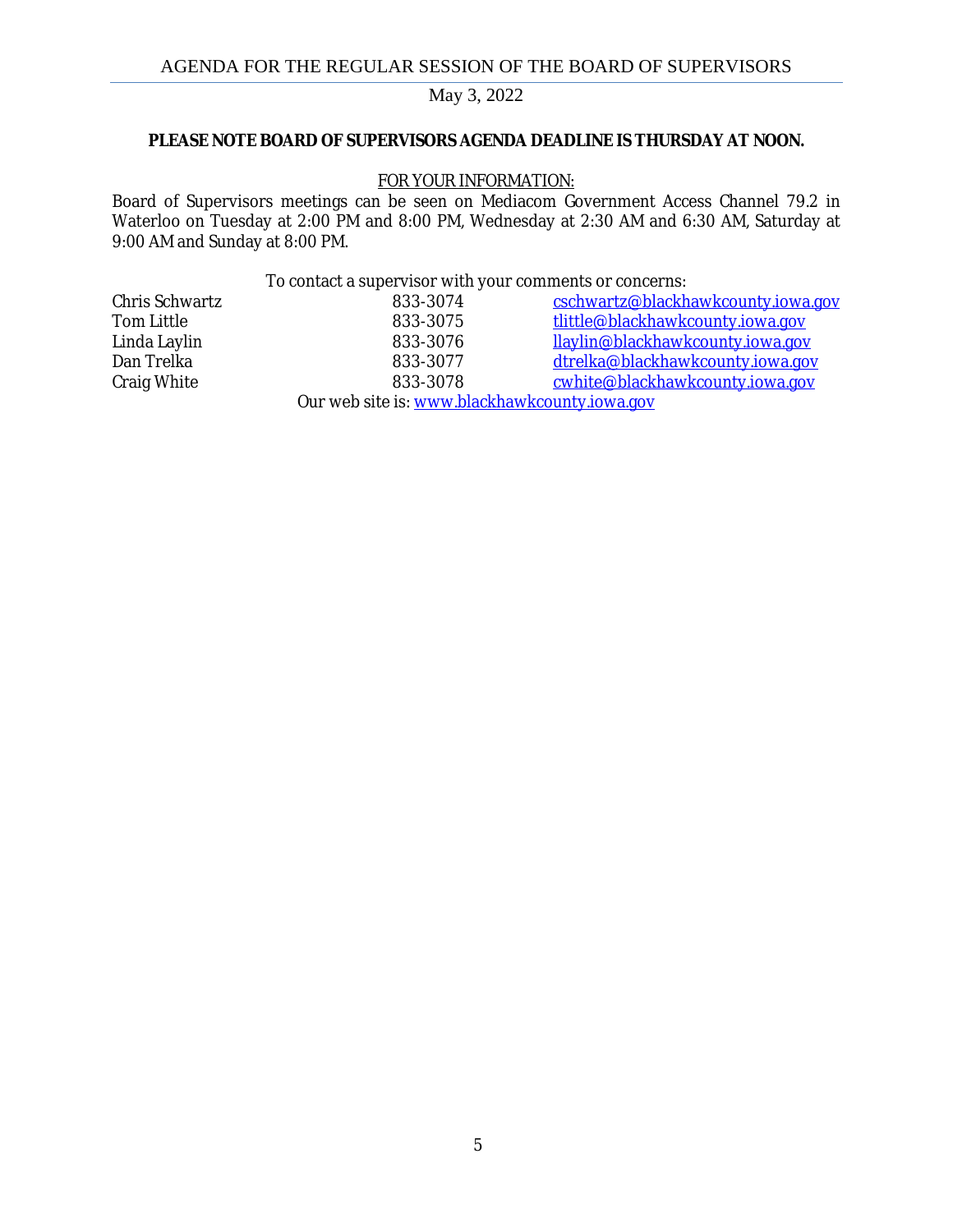AGENDA FOR THE REGULAR SESSION OF THE BOARD OF SUPERVISORS

May 3, 2022

**PLEASE NOTE BOARD OF SUPERVISORS AGENDA DEADLINE IS THURSDAY AT NOON.**

FOR YOUR INFORMATION:

Board of Supervisors meetings can be seen on Mediacom Government Access Channel 79.2 in Waterloo on Tuesday at 2:00 PM and 8:00 PM, Wednesday at 2:30 AM and 6:30 AM, Saturday at 9:00 AM and Sunday at 8:00 PM.

To contact a supervisor with your comments or concerns:

| | | |
|---|---|---|
| Chris Schwartz | 833-3074 | cschwartz@blackhawkcounty.iowa.gov |
| Tom Little | 833-3075 | tlittle@blackhawkcounty.iowa.gov |
| Linda Laylin | 833-3076 | llaylin@blackhawkcounty.iowa.gov |
| Dan Trelka | 833-3077 | dtrelka@blackhawkcounty.iowa.gov |
| Craig White | 833-3078 | cwhite@blackhawkcounty.iowa.gov |

Our web site is: www.blackhawkcounty.iowa.gov